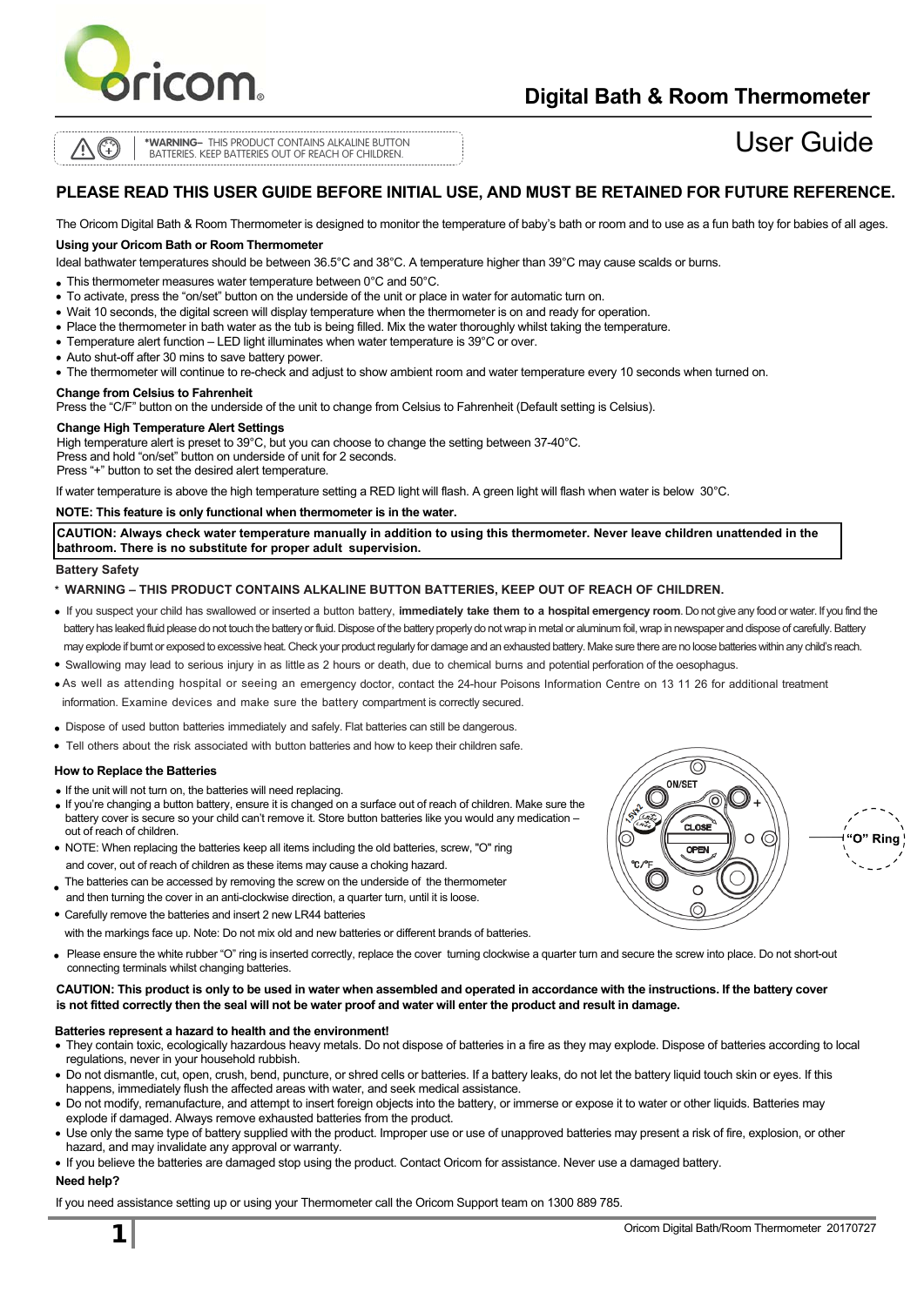# Digital Bath & Room Thermometer

*WARNING– THIS PRODUCT CONTAINS ALKALINE BUTTON BATTERIES. KEEP BATTERIES OUT OF REACH OF CHILDREN.

## User Guide

## PLEASE READ THIS USER GUIDE BEFORE INITIAL USE, AND MUST BE RETAINED FOR FUTURE REFERENCE.

The Oricom Digital Bath & Room Thermometer is designed to monitor the temperature of baby's bath or room and to use as a fun bath toy for babies of all ages.

### Using your Oricom Bath or Room Thermometer

Ideal bathwater temperatures should be between 36.5°C and 38°C. A temperature higher than 39°C may cause scalds or burns.

- This thermometer measures water temperature between 0°C and 50°C.
- To activate, press the "on/set" button on the underside of the unit or place in water for automatic turn on.
- Wait 10 seconds, the digital screen will display temperature when the thermometer is on and ready for operation.
- Place the thermometer in bath water as the tub is being filled. Mix the water thoroughly whilst taking the temperature.
- Temperature alert function – LED light illuminates when water temperature is 39°C or over.
- Auto shut-off after 30 mins to save battery power.
- The thermometer will continue to re-check and adjust to show ambient room and water temperature every 10 seconds when turned on.

### Change from Celsius to Fahrenheit

Press the "C/F" button on the underside of the unit to change from Celsius to Fahrenheit (Default setting is Celsius).

### Change High Temperature Alert Settings

High temperature alert is preset to 39°C, but you can choose to change the setting between 37-40°C.
Press and hold "on/set" button on underside of unit for 2 seconds.
Press "+" button to set the desired alert temperature.

If water temperature is above the high temperature setting a RED light will flash. A green light will flash when water is below 30°C.

**NOTE: This feature is only functional when thermometer is in the water.**

**CAUTION: Always check water temperature manually in addition to using this thermometer. Never leave children unattended in the bathroom. There is no substitute for proper adult supervision.**

### Battery Safety

\* **WARNING – THIS PRODUCT CONTAINS ALKALINE BUTTON BATTERIES, KEEP OUT OF REACH OF CHILDREN.**

- If you suspect your child has swallowed or inserted a button battery, **immediately take them to a hospital emergency room**. Do not give any food or water. If you find the battery has leaked fluid please do not touch the battery or fluid. Dispose of the battery properly do not wrap in metal or aluminum foil, wrap in newspaper and dispose of carefully. Battery may explode if burnt or exposed to excessive heat. Check your product regularly for damage and an exhausted battery. Make sure there are no loose batteries within any child's reach.
- Swallowing may lead to serious injury in as little as 2 hours or death, due to chemical burns and potential perforation of the oesophagus.
- As well as attending hospital or seeing an emergency doctor, contact the 24-hour Poisons Information Centre on 13 11 26 for additional treatment information. Examine devices and make sure the battery compartment is correctly secured.
- Dispose of used button batteries immediately and safely. Flat batteries can still be dangerous.
- Tell others about the risk associated with button batteries and how to keep their children safe.

### How to Replace the Batteries

- If the unit will not turn on, the batteries will need replacing.
- If you're changing a button battery, ensure it is changed on a surface out of reach of children. Make sure the battery cover is secure so your child can't remove it. Store button batteries like you would any medication – out of reach of children.
- NOTE: When replacing the batteries keep all items including the old batteries, screw, "O" ring and cover, out of reach of children as these items may cause a choking hazard.
- The batteries can be accessed by removing the screw on the underside of the thermometer and then turning the cover in an anti-clockwise direction, a quarter turn, until it is loose.
- Carefully remove the batteries and insert 2 new LR44 batteries with the markings face up. Note: Do not mix old and new batteries or different brands of batteries.
- Please ensure the white rubber "O" ring is inserted correctly, replace the cover turning clockwise a quarter turn and secure the screw into place. Do not short-out connecting terminals whilst changing batteries.

ON/SET, +, CLOSE, OPEN, °C/°F, 1.5Vx2, "O" Ring

**CAUTION: This product is only to be used in water when assembled and operated in accordance with the instructions. If the battery cover is not fitted correctly then the seal will not be water proof and water will enter the product and result in damage.**

### Batteries represent a hazard to health and the environment!

- They contain toxic, ecologically hazardous heavy metals. Do not dispose of batteries in a fire as they may explode. Dispose of batteries according to local regulations, never in your household rubbish.
- Do not dismantle, cut, open, crush, bend, puncture, or shred cells or batteries. If a battery leaks, do not let the battery liquid touch skin or eyes. If this happens, immediately flush the affected areas with water, and seek medical assistance.
- Do not modify, remanufacture, and attempt to insert foreign objects into the battery, or immerse or expose it to water or other liquids. Batteries may explode if damaged. Always remove exhausted batteries from the product.
- Use only the same type of battery supplied with the product. Improper use or use of unapproved batteries may present a risk of fire, explosion, or other hazard, and may invalidate any approval or warranty.
- If you believe the batteries are damaged stop using the product. Contact Oricom for assistance. Never use a damaged battery.

### Need help?

If you need assistance setting up or using your Thermometer call the Oricom Support team on 1300 889 785.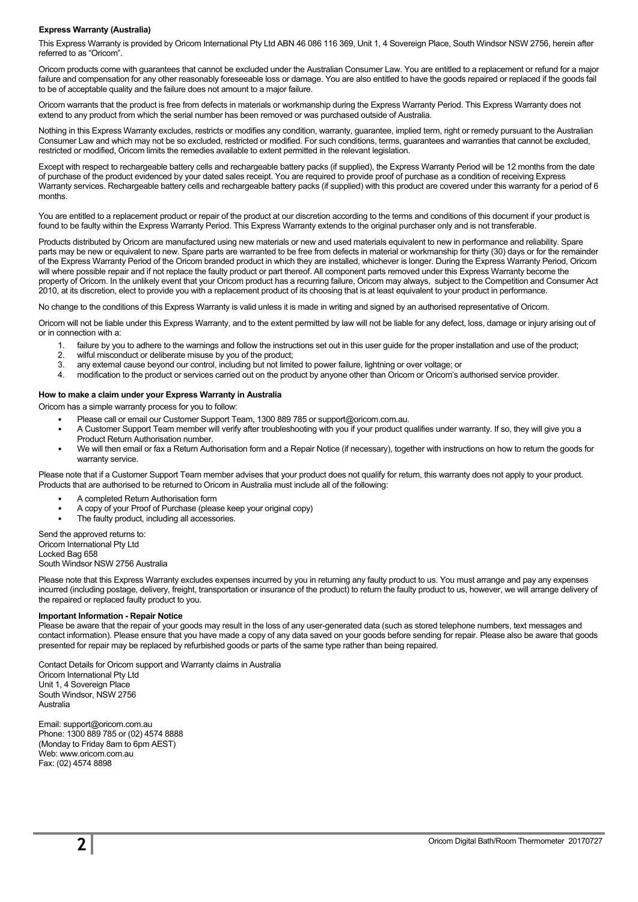**Express Warranty (Australia)**

This Express Warranty is provided by Oricom International Pty Ltd ABN 46 086 116 369, Unit 1, 4 Sovereign Place, South Windsor NSW 2756, herein after referred to as "Oricom".

Oricom products come with guarantees that cannot be excluded under the Australian Consumer Law. You are entitled to a replacement or refund for a major failure and compensation for any other reasonably foreseeable loss or damage. You are also entitled to have the goods repaired or replaced if the goods fail to be of acceptable quality and the failure does not amount to a major failure.

Oricom warrants that the product is free from defects in materials or workmanship during the Express Warranty Period. This Express Warranty does not extend to any product from which the serial number has been removed or was purchased outside of Australia.

Nothing in this Express Warranty excludes, restricts or modifies any condition, warranty, guarantee, implied term, right or remedy pursuant to the Australian Consumer Law and which may not be so excluded, restricted or modified. For such conditions, terms, guarantees and warranties that cannot be excluded, restricted or modified, Oricom limits the remedies available to extent permitted in the relevant legislation.

Except with respect to rechargeable battery cells and rechargeable battery packs (if supplied), the Express Warranty Period will be 12 months from the date of purchase of the product evidenced by your dated sales receipt. You are required to provide proof of purchase as a condition of receiving Express Warranty services. Rechargeable battery cells and rechargeable battery packs (if supplied) with this product are covered under this warranty for a period of 6 months.

You are entitled to a replacement product or repair of the product at our discretion according to the terms and conditions of this document if your product is found to be faulty within the Express Warranty Period. This Express Warranty extends to the original purchaser only and is not transferable.

Products distributed by Oricom are manufactured using new materials or new and used materials equivalent to new in performance and reliability. Spare parts may be new or equivalent to new. Spare parts are warranted to be free from defects in material or workmanship for thirty (30) days or for the remainder of the Express Warranty Period of the Oricom branded product in which they are installed, whichever is longer. During the Express Warranty Period, Oricom will where possible repair and if not replace the faulty product or part thereof. All component parts removed under this Express Warranty become the property of Oricom. In the unlikely event that your Oricom product has a recurring failure, Oricom may always, subject to the Competition and Consumer Act 2010, at its discretion, elect to provide you with a replacement product of its choosing that is at least equivalent to your product in performance.

No change to the conditions of this Express Warranty is valid unless it is made in writing and signed by an authorised representative of Oricom.

Oricom will not be liable under this Express Warranty, and to the extent permitted by law will not be liable for any defect, loss, damage or injury arising out of or in connection with a:

1. failure by you to adhere to the warnings and follow the instructions set out in this user guide for the proper installation and use of the product;
2. wilful misconduct or deliberate misuse by you of the product;
3. any external cause beyond our control, including but not limited to power failure, lightning or over voltage; or
4. modification to the product or services carried out on the product by anyone other than Oricom or Oricom's authorised service provider.

**How to make a claim under your Express Warranty in Australia**

Oricom has a simple warranty process for you to follow:

- Please call or email our Customer Support Team, 1300 889 785 or support@oricom.com.au.
- A Customer Support Team member will verify after troubleshooting with you if your product qualifies under warranty. If so, they will give you a Product Return Authorisation number.
- We will then email or fax a Return Authorisation form and a Repair Notice (if necessary), together with instructions on how to return the goods for warranty service.

Please note that if a Customer Support Team member advises that your product does not qualify for return, this warranty does not apply to your product. Products that are authorised to be returned to Oricom in Australia must include all of the following:

- A completed Return Authorisation form
- A copy of your Proof of Purchase (please keep your original copy)
- The faulty product, including all accessories.

Send the approved returns to:
Oricom International Pty Ltd
Locked Bag 658
South Windsor NSW 2756 Australia

Please note that this Express Warranty excludes expenses incurred by you in returning any faulty product to us. You must arrange and pay any expenses incurred (including postage, delivery, freight, transportation or insurance of the product) to return the faulty product to us, however, we will arrange delivery of the repaired or replaced faulty product to you.

**Important Information - Repair Notice**

Please be aware that the repair of your goods may result in the loss of any user-generated data (such as stored telephone numbers, text messages and contact information). Please ensure that you have made a copy of any data saved on your goods before sending for repair. Please also be aware that goods presented for repair may be replaced by refurbished goods or parts of the same type rather than being repaired.

Contact Details for Oricom support and Warranty claims in Australia
Oricom International Pty Ltd
Unit 1, 4 Sovereign Place
South Windsor, NSW 2756
Australia

Email: support@oricom.com.au
Phone: 1300 889 785 or (02) 4574 8888
(Monday to Friday 8am to 6pm AEST)
Web: www.oricom.com.au
Fax: (02) 4574 8898